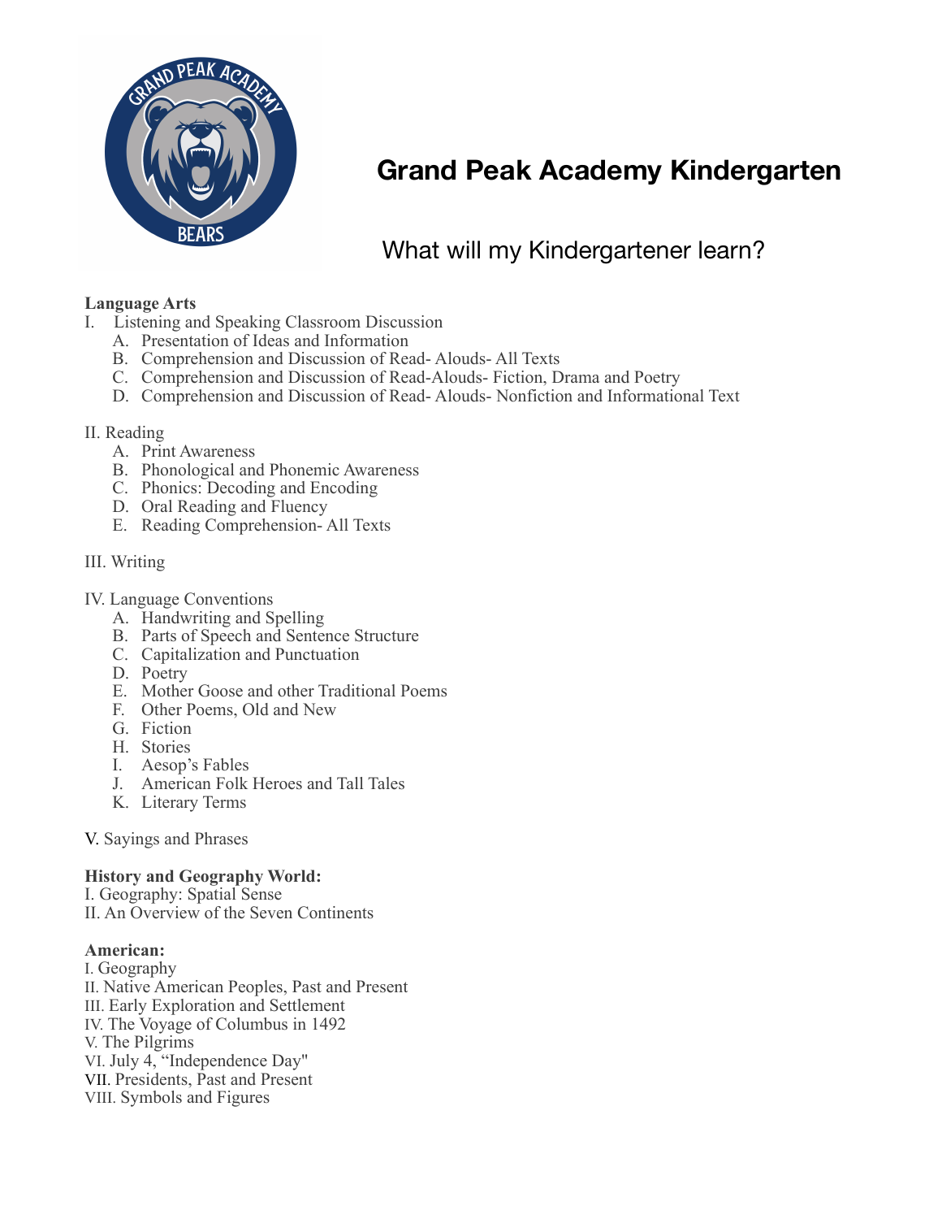# Grand Peak Academy Kindergarten

## What will my Kindergartener learn?

**Language Arts**

I. Listening and Speaking Classroom Discussion
   A. Presentation of Ideas and Information
   B. Comprehension and Discussion of Read- Alouds- All Texts
   C. Comprehension and Discussion of Read-Alouds- Fiction, Drama and Poetry
   D. Comprehension and Discussion of Read- Alouds- Nonfiction and Informational Text

II. Reading
   A. Print Awareness
   B. Phonological and Phonemic Awareness
   C. Phonics: Decoding and Encoding
   D. Oral Reading and Fluency
   E. Reading Comprehension- All Texts

III. Writing

IV. Language Conventions
   A. Handwriting and Spelling
   B. Parts of Speech and Sentence Structure
   C. Capitalization and Punctuation
   D. Poetry
   E. Mother Goose and other Traditional Poems
   F. Other Poems, Old and New
   G. Fiction
   H. Stories
   I. Aesop's Fables
   J. American Folk Heroes and Tall Tales
   K. Literary Terms

V. Sayings and Phrases

**History and Geography World:**

I. Geography: Spatial Sense
II. An Overview of the Seven Continents

**American:**

I. Geography
II. Native American Peoples, Past and Present
III. Early Exploration and Settlement
IV. The Voyage of Columbus in 1492
V. The Pilgrims
VI. July 4, "Independence Day"
VII. Presidents, Past and Present
VIII. Symbols and Figures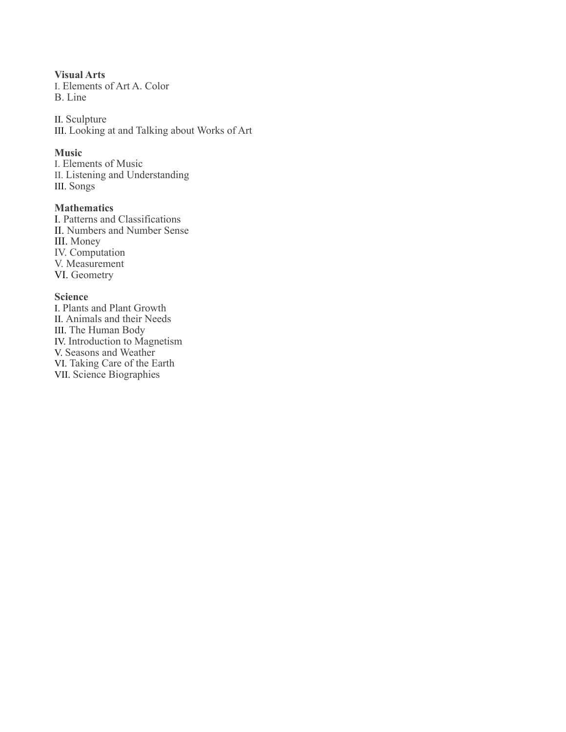**Visual Arts**
I. Elements of Art A. Color
B. Line

II. Sculpture
III. Looking at and Talking about Works of Art

**Music**
I. Elements of Music
II. Listening and Understanding
III. Songs

**Mathematics**
I. Patterns and Classifications
II. Numbers and Number Sense
III. Money
IV. Computation
V. Measurement
VI. Geometry

**Science**
I. Plants and Plant Growth
II. Animals and their Needs
III. The Human Body
IV. Introduction to Magnetism
V. Seasons and Weather
VI. Taking Care of the Earth
VII. Science Biographies